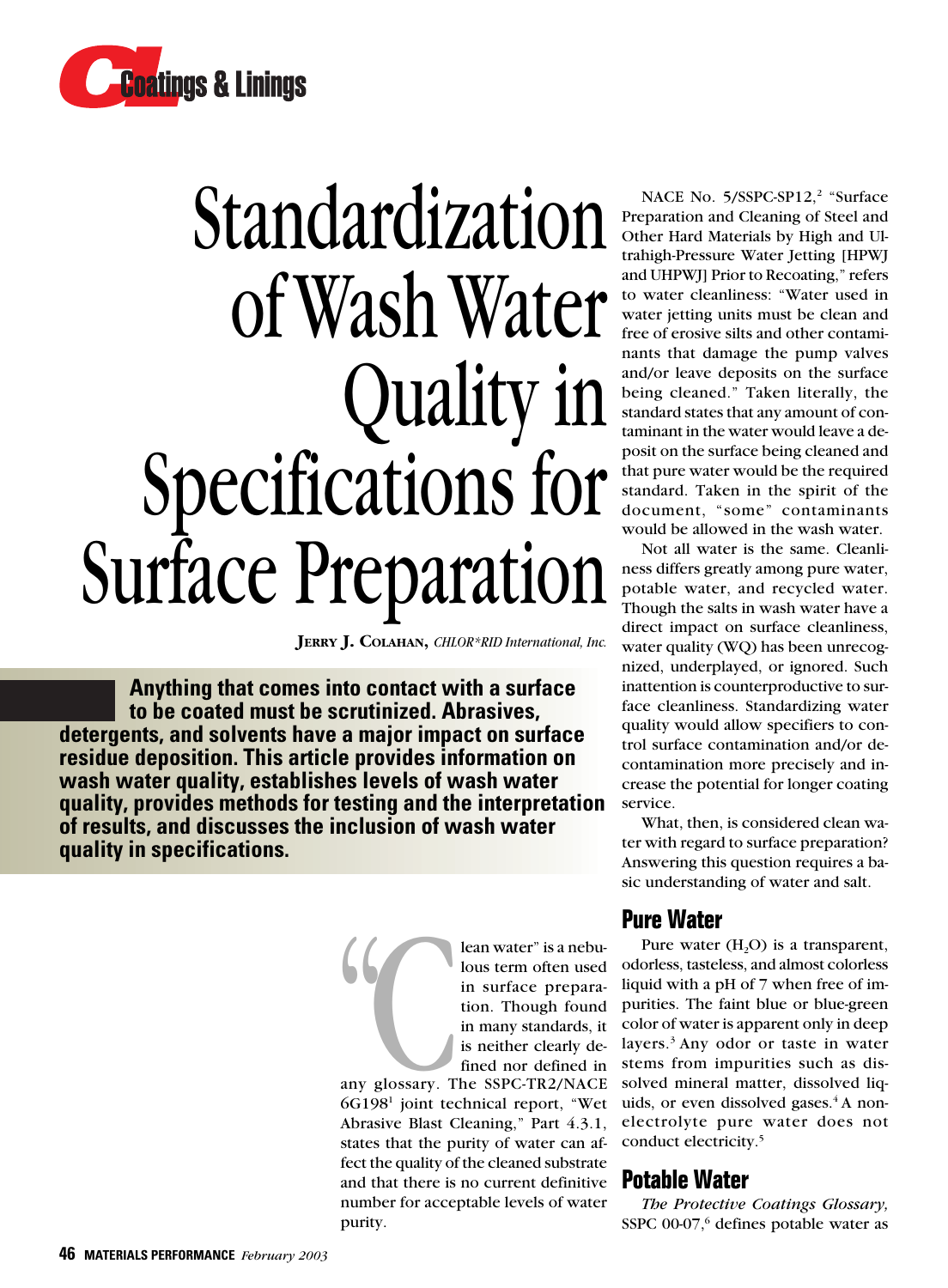# Standardization of Wash Water Quality in Specifications for Surface Preparation

**Jerry J. Colahan,** *CHLOR\*RID International, Inc.*

**Anything that comes into contact with a surface to be coated must be scrutinized. Abrasives, detergents, and solvents have a major impact on surface residue deposition. This article provides information on wash water quality, establishes levels of wash water quality, provides methods for testing and the interpretation of results, and discusses the inclusion of wash water quality in specifications.**

"Clean water" is a nebulous term often used in surface preparation. Though found in many standards, it is neither clearly defined nor defined in any glossary. The SSPC-TR2/NACE 6G198[1] joint technical report, "Wet Abrasive Blast Cleaning," Part 4.3.1, states that the purity of water can affect the quality of the cleaned substrate and that there is no current definitive number for acceptable levels of water purity.

NACE No. 5/SSPC-SP12,[2] "Surface Preparation and Cleaning of Steel and Other Hard Materials by High and Ultrahigh-Pressure Water Jetting [HPWJ and UHPWJ] Prior to Recoating," refers to water cleanliness: "Water used in water jetting units must be clean and free of erosive silts and other contaminants that damage the pump valves and/or leave deposits on the surface being cleaned." Taken literally, the standard states that any amount of contaminant in the water would leave a deposit on the surface being cleaned and that pure water would be the required standard. Taken in the spirit of the document, "some" contaminants would be allowed in the wash water.

Not all water is the same. Cleanliness differs greatly among pure water, potable water, and recycled water. Though the salts in wash water have a direct impact on surface cleanliness, water quality (WQ) has been unrecognized, underplayed, or ignored. Such inattention is counterproductive to surface cleanliness. Standardizing water quality would allow specifiers to control surface contamination and/or decontamination more precisely and increase the potential for longer coating service.

What, then, is considered clean water with regard to surface preparation? Answering this question requires a basic understanding of water and salt.

## Pure Water

Pure water ($H_2O$) is a transparent, odorless, tasteless, and almost colorless liquid with a pH of 7 when free of impurities. The faint blue or blue-green color of water is apparent only in deep layers.[3] Any odor or taste in water stems from impurities such as dissolved mineral matter, dissolved liquids, or even dissolved gases.[4] A nonelectrolyte pure water does not conduct electricity.[5]

## Potable Water

*The Protective Coatings Glossary,* SSPC 00-07,[6] defines potable water as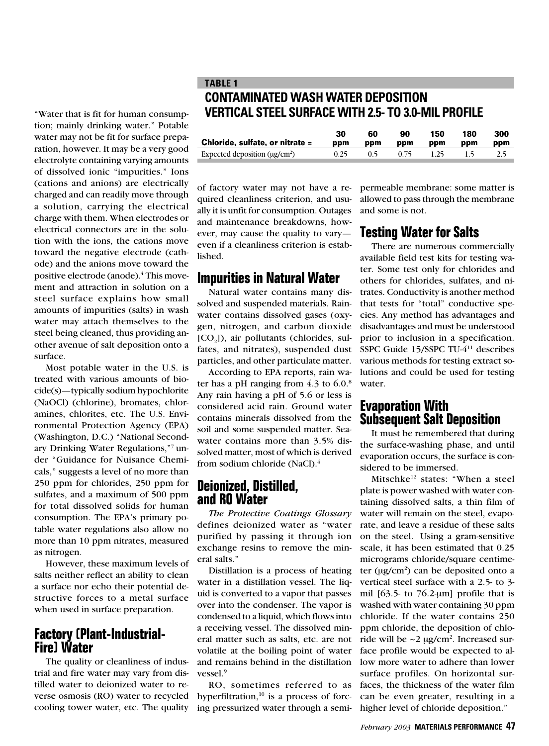"Water that is fit for human consumption; mainly drinking water." Potable water may not be fit for surface preparation, however. It may be a very good electrolyte containing varying amounts of dissolved ionic "impurities." Ions (cations and anions) are electrically charged and can readily move through a solution, carrying the electrical charge with them. When electrodes or electrical connectors are in the solution with the ions, the cations move toward the negative electrode (cathode) and the anions move toward the positive electrode (anode).[4] This movement and attraction in solution on a steel surface explains how small amounts of impurities (salts) in wash water may attach themselves to the steel being cleaned, thus providing another avenue of salt deposition onto a surface.

Most potable water in the U.S. is treated with various amounts of biocide(s)—typically sodium hypochlorite (NaOCl) (chlorine), bromates, chloramines, chlorites, etc. The U.S. Environmental Protection Agency (EPA) (Washington, D.C.) "National Secondary Drinking Water Regulations,"[7] under "Guidance for Nuisance Chemicals," suggests a level of no more than 250 ppm for chlorides, 250 ppm for sulfates, and a maximum of 500 ppm for total dissolved solids for human consumption. The EPA's primary potable water regulations also allow no more than 10 ppm nitrates, measured as nitrogen.

However, these maximum levels of salts neither reflect an ability to clean a surface nor echo their potential destructive forces to a metal surface when used in surface preparation.

## Factory (Plant-Industrial-Fire) Water

The quality or cleanliness of industrial and fire water may vary from distilled water to deionized water to reverse osmosis (RO) water to recycled cooling tower water, etc. The quality of factory water may not have a required cleanliness criterion, and usually it is unfit for consumption. Outages and maintenance breakdowns, however, may cause the quality to vary—even if a cleanliness criterion is established.

**TABLE 1**

**CONTAMINATED WASH WATER DEPOSITION VERTICAL STEEL SURFACE WITH 2.5- TO 3.0-MIL PROFILE**

| Chloride, sulfate, or nitrate = | 30 ppm | 60 ppm | 90 ppm | 150 ppm | 180 ppm | 300 ppm |
|---|---|---|---|---|---|---|
| Expected deposition (μg/cm²) | 0.25 | 0.5 | 0.75 | 1.25 | 1.5 | 2.5 |

## Impurities in Natural Water

Natural water contains many dissolved and suspended materials. Rainwater contains dissolved gases (oxygen, nitrogen, and carbon dioxide [$CO_2$]), air pollutants (chlorides, sulfates, and nitrates), suspended dust particles, and other particulate matter.

According to EPA reports, rain water has a pH ranging from 4.3 to 6.0.[8] Any rain having a pH of 5.6 or less is considered acid rain. Ground water contains minerals dissolved from the soil and some suspended matter. Seawater contains more than 3.5% dissolved matter, most of which is derived from sodium chloride (NaCl).[4]

## Deionized, Distilled, and RO Water

*The Protective Coatings Glossary* defines deionized water as "water purified by passing it through ion exchange resins to remove the mineral salts."

Distillation is a process of heating water in a distillation vessel. The liquid is converted to a vapor that passes over into the condenser. The vapor is condensed to a liquid, which flows into a receiving vessel. The dissolved mineral matter such as salts, etc. are not volatile at the boiling point of water and remains behind in the distillation vessel.[9]

RO, sometimes referred to as hyperfiltration,[10] is a process of forcing pressurized water through a semipermeable membrane: some matter is allowed to pass through the membrane and some is not.

## Testing Water for Salts

There are numerous commercially available field test kits for testing water. Some test only for chlorides and others for chlorides, sulfates, and nitrates. Conductivity is another method that tests for "total" conductive species. Any method has advantages and disadvantages and must be understood prior to inclusion in a specification. SSPC Guide 15/SSPC TU-4[11] describes various methods for testing extract solutions and could be used for testing water.

## Evaporation With Subsequent Salt Deposition

It must be remembered that during the surface-washing phase, and until evaporation occurs, the surface is considered to be immersed.

Mitschke[12] states: "When a steel plate is power washed with water containing dissolved salts, a thin film of water will remain on the steel, evaporate, and leave a residue of these salts on the steel. Using a gram-sensitive scale, it has been estimated that 0.25 micrograms chloride/square centimeter (μg/cm²) can be deposited onto a vertical steel surface with a 2.5- to 3-mil [63.5- to 76.2-μm] profile that is washed with water containing 30 ppm chloride. If the water contains 250 ppm chloride, the deposition of chloride will be ~2 μg/cm². Increased surface profile would be expected to allow more water to adhere than lower surface profiles. On horizontal surfaces, the thickness of the water film can be even greater, resulting in a higher level of chloride deposition."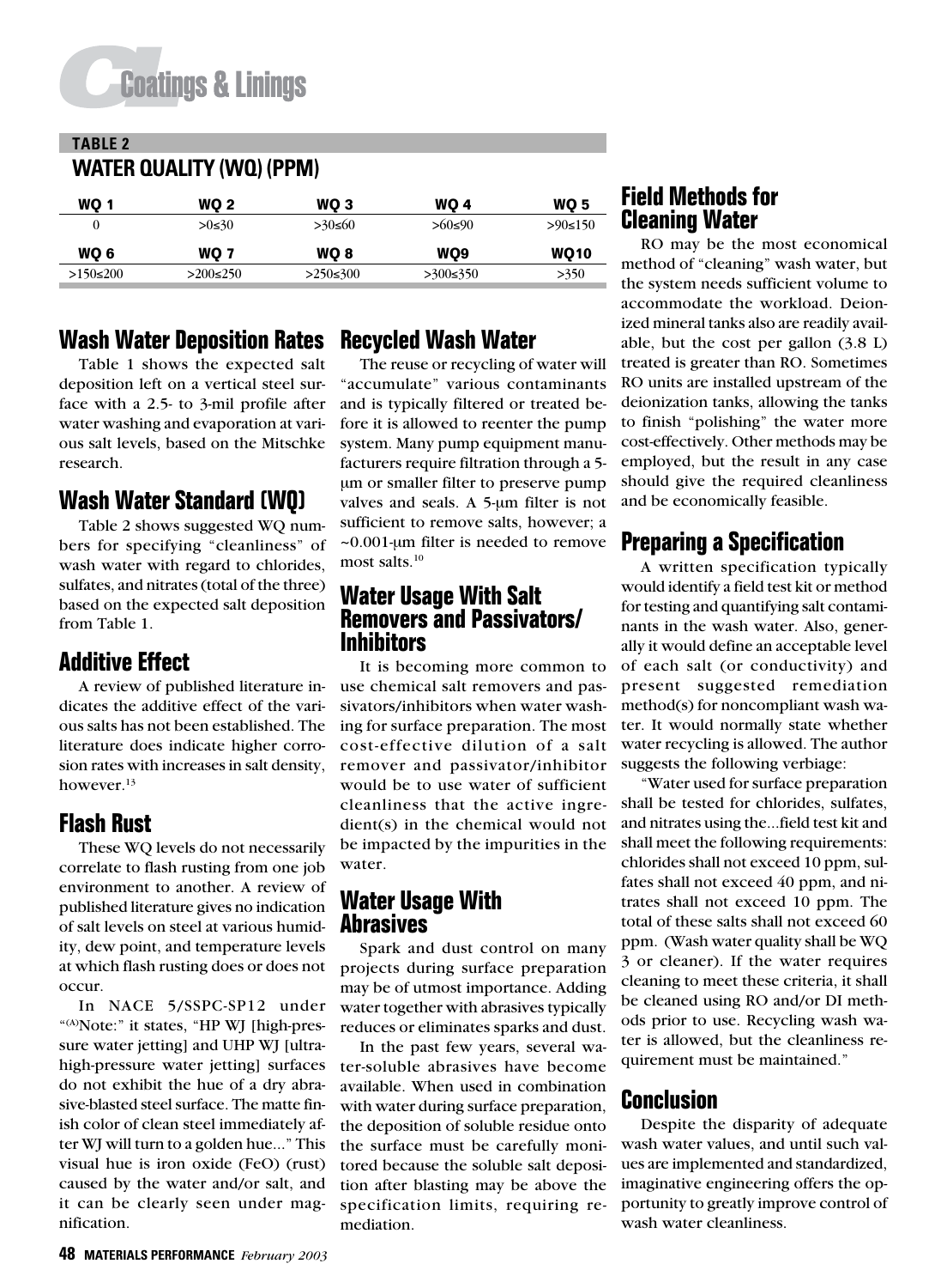**TABLE 2**

## WATER QUALITY (WQ) (PPM)

| WQ 1 | WQ 2 | WQ 3 | WQ 4 | WQ 5 |
|---|---|---|---|---|
| 0 | >0≤30 | >30≤60 | >60≤90 | >90≤150 |
| **WQ 6** | **WQ 7** | **WQ 8** | **WQ9** | **WQ10** |
| >150≤200 | >200≤250 | >250≤300 | >300≤350 | >350 |

## Wash Water Deposition Rates

Table 1 shows the expected salt deposition left on a vertical steel surface with a 2.5- to 3-mil profile after water washing and evaporation at various salt levels, based on the Mitschke research.

## Wash Water Standard (WQ)

Table 2 shows suggested WQ numbers for specifying "cleanliness" of wash water with regard to chlorides, sulfates, and nitrates (total of the three) based on the expected salt deposition from Table 1.

## Additive Effect

A review of published literature indicates the additive effect of the various salts has not been established. The literature does indicate higher corrosion rates with increases in salt density, however.[13]

## Flash Rust

These WQ levels do not necessarily correlate to flash rusting from one job environment to another. A review of published literature gives no indication of salt levels on steel at various humidity, dew point, and temperature levels at which flash rusting does or does not occur.

In NACE 5/SSPC-SP12 under "[(A)]Note:" it states, "HP WJ [high-pressure water jetting] and UHP WJ [ultra-high-pressure water jetting] surfaces do not exhibit the hue of a dry abrasive-blasted steel surface. The matte finish color of clean steel immediately after WJ will turn to a golden hue..." This visual hue is iron oxide (FeO) (rust) caused by the water and/or salt, and it can be clearly seen under magnification.

## Recycled Wash Water

The reuse or recycling of water will "accumulate" various contaminants and is typically filtered or treated before it is allowed to reenter the pump system. Many pump equipment manufacturers require filtration through a 5-µm or smaller filter to preserve pump valves and seals. A 5-µm filter is not sufficient to remove salts, however; a ~0.001-µm filter is needed to remove most salts.[10]

## Water Usage With Salt Removers and Passivators/Inhibitors

It is becoming more common to use chemical salt removers and passivators/inhibitors when water washing for surface preparation. The most cost-effective dilution of a salt remover and passivator/inhibitor would be to use water of sufficient cleanliness that the active ingredient(s) in the chemical would not be impacted by the impurities in the water.

## Water Usage With Abrasives

Spark and dust control on many projects during surface preparation may be of utmost importance. Adding water together with abrasives typically reduces or eliminates sparks and dust.

In the past few years, several water-soluble abrasives have become available. When used in combination with water during surface preparation, the deposition of soluble residue onto the surface must be carefully monitored because the soluble salt deposition after blasting may be above the specification limits, requiring remediation.

## Field Methods for Cleaning Water

RO may be the most economical method of "cleaning" wash water, but the system needs sufficient volume to accommodate the workload. Deionized mineral tanks also are readily available, but the cost per gallon (3.8 L) treated is greater than RO. Sometimes RO units are installed upstream of the deionization tanks, allowing the tanks to finish "polishing" the water more cost-effectively. Other methods may be employed, but the result in any case should give the required cleanliness and be economically feasible.

## Preparing a Specification

A written specification typically would identify a field test kit or method for testing and quantifying salt contaminants in the wash water. Also, generally it would define an acceptable level of each salt (or conductivity) and present suggested remediation method(s) for noncompliant wash water. It would normally state whether water recycling is allowed. The author suggests the following verbiage:

"Water used for surface preparation shall be tested for chlorides, sulfates, and nitrates using the...field test kit and shall meet the following requirements: chlorides shall not exceed 10 ppm, sulfates shall not exceed 40 ppm, and nitrates shall not exceed 10 ppm. The total of these salts shall not exceed 60 ppm. (Wash water quality shall be WQ 3 or cleaner). If the water requires cleaning to meet these criteria, it shall be cleaned using RO and/or DI methods prior to use. Recycling wash water is allowed, but the cleanliness requirement must be maintained."

## Conclusion

Despite the disparity of adequate wash water values, and until such values are implemented and standardized, imaginative engineering offers the opportunity to greatly improve control of wash water cleanliness.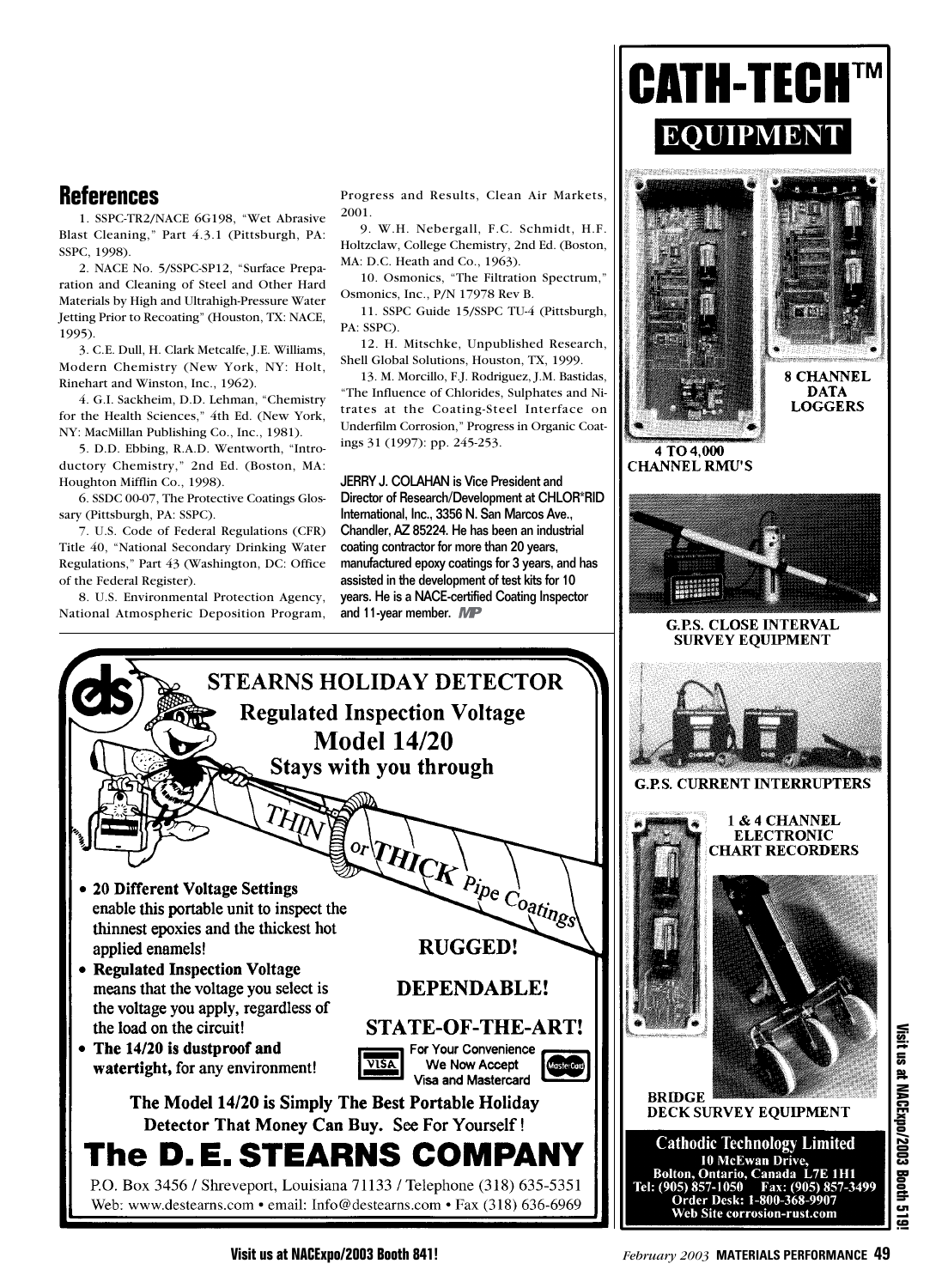## References

1. SSPC-TR2/NACE 6G198, "Wet Abrasive Blast Cleaning," Part 4.3.1 (Pittsburgh, PA: SSPC, 1998).

2. NACE No. 5/SSPC-SP12, "Surface Preparation and Cleaning of Steel and Other Hard Materials by High and Ultrahigh-Pressure Water Jetting Prior to Recoating" (Houston, TX: NACE, 1995).

3. C.E. Dull, H. Clark Metcalfe, J.E. Williams, Modern Chemistry (New York, NY: Holt, Rinehart and Winston, Inc., 1962).

4. G.I. Sackheim, D.D. Lehman, "Chemistry for the Health Sciences," 4th Ed. (New York, NY: MacMillan Publishing Co., Inc., 1981).

5. D.D. Ebbing, R.A.D. Wentworth, "Introductory Chemistry," 2nd Ed. (Boston, MA: Houghton Mifflin Co., 1998).

6. SSDC 00-07, The Protective Coatings Glossary (Pittsburgh, PA: SSPC).

7. U.S. Code of Federal Regulations (CFR) Title 40, "National Secondary Drinking Water Regulations," Part 43 (Washington, DC: Office of the Federal Register).

8. U.S. Environmental Protection Agency, National Atmospheric Deposition Program, Progress and Results, Clean Air Markets, 2001.

9. W.H. Nebergall, F.C. Schmidt, H.F. Holtzclaw, College Chemistry, 2nd Ed. (Boston, MA: D.C. Heath and Co., 1963).

10. Osmonics, "The Filtration Spectrum," Osmonics, Inc., P/N 17978 Rev B.

11. SSPC Guide 15/SSPC TU-4 (Pittsburgh, PA: SSPC).

12. H. Mitschke, Unpublished Research, Shell Global Solutions, Houston, TX, 1999.

13. M. Morcillo, F.J. Rodriguez, J.M. Bastidas, "The Influence of Chlorides, Sulphates and Nitrates at the Coating-Steel Interface on Underfilm Corrosion," Progress in Organic Coatings 31 (1997): pp. 245-253.

**JERRY J. COLAHAN is Vice President and Director of Research/Development at CHLOR*RID International, Inc., 3356 N. San Marcos Ave., Chandler, AZ 85224. He has been an industrial coating contractor for more than 20 years, manufactured epoxy coatings for 3 years, and has assisted in the development of test kits for 10 years. He is a NACE-certified Coating Inspector and 11-year member.**

---

**STEARNS HOLIDAY DETECTOR**
**Regulated Inspection Voltage**
**Model 14/20**
**Stays with you through THIN or THICK Pipe Coatings**

- **20 Different Voltage Settings** enable this portable unit to inspect the thinnest epoxies and the thickest hot applied enamels!
- **Regulated Inspection Voltage** means that the voltage you select is the voltage you apply, regardless of the load on the circuit!
- **The 14/20 is dustproof and watertight,** for any environment!

**RUGGED!**
**DEPENDABLE!**
**STATE-OF-THE-ART!**

For Your Convenience We Now Accept Visa and Mastercard

**The Model 14/20 is Simply The Best Portable Holiday Detector That Money Can Buy. See For Yourself!**

**The D.E. STEARNS COMPANY**

P.O. Box 3456 / Shreveport, Louisiana 71133 / Telephone (318) 635-5351
Web: www.destearns.com • email: Info@destearns.com • Fax (318) 636-6969

Visit us at NACExpo/2003 Booth 841!

---

**CATH-TECH™ EQUIPMENT**

8 CHANNEL DATA LOGGERS

4 TO 4,000 CHANNEL RMU'S

G.P.S. CLOSE INTERVAL SURVEY EQUIPMENT

G.P.S. CURRENT INTERRUPTERS

1 & 4 CHANNEL ELECTRONIC CHART RECORDERS

BRIDGE DECK SURVEY EQUIPMENT

**Cathodic Technology Limited**
10 McEwan Drive,
Bolton, Ontario, Canada L7E 1H1
Tel: (905) 857-1050 Fax: (905) 857-3499
Order Desk: 1-800-368-9907
Web Site corrosion-rust.com

Visit us at NACExpo/2003 Booth 519!